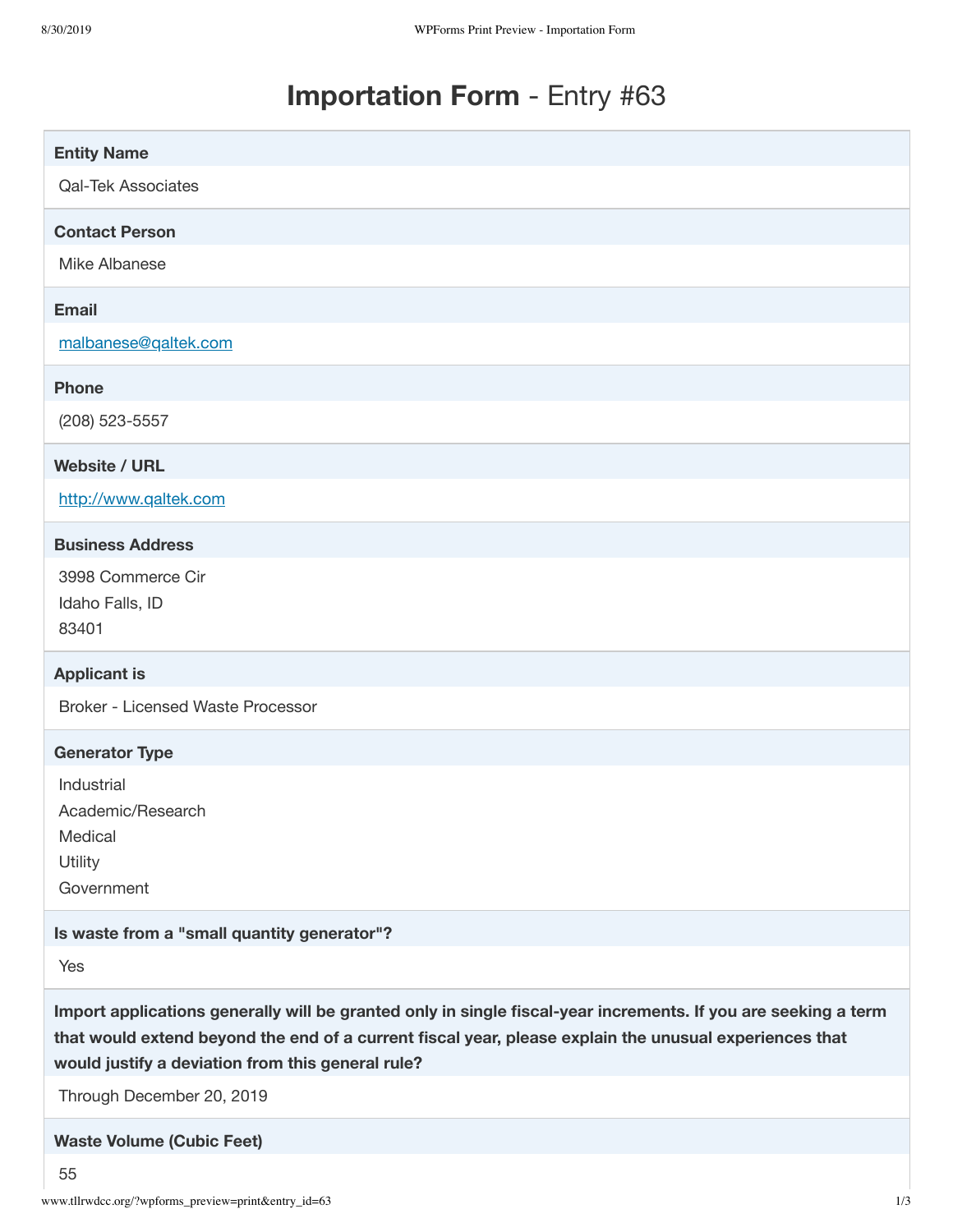# **Importation Form** - Entry #63

**Entity Name**

Qal-Tek Associates

**Contact Person**

Mike Albanese

**Email**

malbanese@qaltek.com

**Phone**

(208) 523-5557

**Website / URL**

http://www.qaltek.com

**Business Address**

3998 Commerce Cir
Idaho Falls, ID
83401

**Applicant is**

Broker - Licensed Waste Processor

**Generator Type**

Industrial
Academic/Research
Medical
Utility
Government

**Is waste from a "small quantity generator"?**

Yes

**Import applications generally will be granted only in single fiscal-year increments. If you are seeking a term that would extend beyond the end of a current fiscal year, please explain the unusual experiences that would justify a deviation from this general rule?**

Through December 20, 2019

**Waste Volume (Cubic Feet)**

55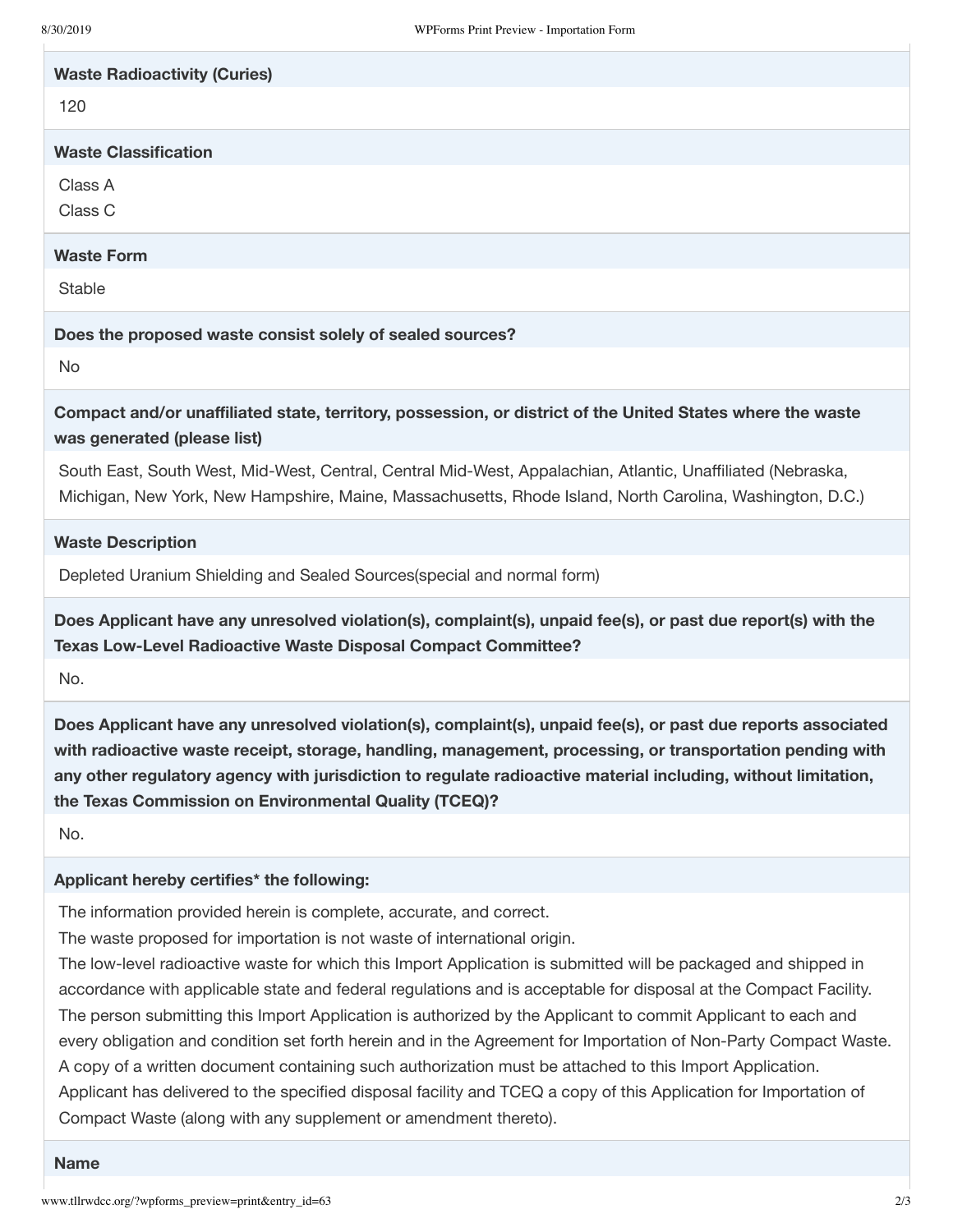**Waste Radioactivity (Curies)**

120

**Waste Classification**

Class A
Class C

**Waste Form**

Stable

**Does the proposed waste consist solely of sealed sources?**

No

**Compact and/or unaffiliated state, territory, possession, or district of the United States where the waste was generated (please list)**

South East, South West, Mid-West, Central, Central Mid-West, Appalachian, Atlantic, Unaffiliated (Nebraska, Michigan, New York, New Hampshire, Maine, Massachusetts, Rhode Island, North Carolina, Washington, D.C.)

**Waste Description**

Depleted Uranium Shielding and Sealed Sources(special and normal form)

**Does Applicant have any unresolved violation(s), complaint(s), unpaid fee(s), or past due report(s) with the Texas Low-Level Radioactive Waste Disposal Compact Committee?**

No.

**Does Applicant have any unresolved violation(s), complaint(s), unpaid fee(s), or past due reports associated with radioactive waste receipt, storage, handling, management, processing, or transportation pending with any other regulatory agency with jurisdiction to regulate radioactive material including, without limitation, the Texas Commission on Environmental Quality (TCEQ)?**

No.

**Applicant hereby certifies* the following:**

The information provided herein is complete, accurate, and correct.
The waste proposed for importation is not waste of international origin.
The low-level radioactive waste for which this Import Application is submitted will be packaged and shipped in accordance with applicable state and federal regulations and is acceptable for disposal at the Compact Facility.
The person submitting this Import Application is authorized by the Applicant to commit Applicant to each and every obligation and condition set forth herein and in the Agreement for Importation of Non-Party Compact Waste. A copy of a written document containing such authorization must be attached to this Import Application.
Applicant has delivered to the specified disposal facility and TCEQ a copy of this Application for Importation of Compact Waste (along with any supplement or amendment thereto).

**Name**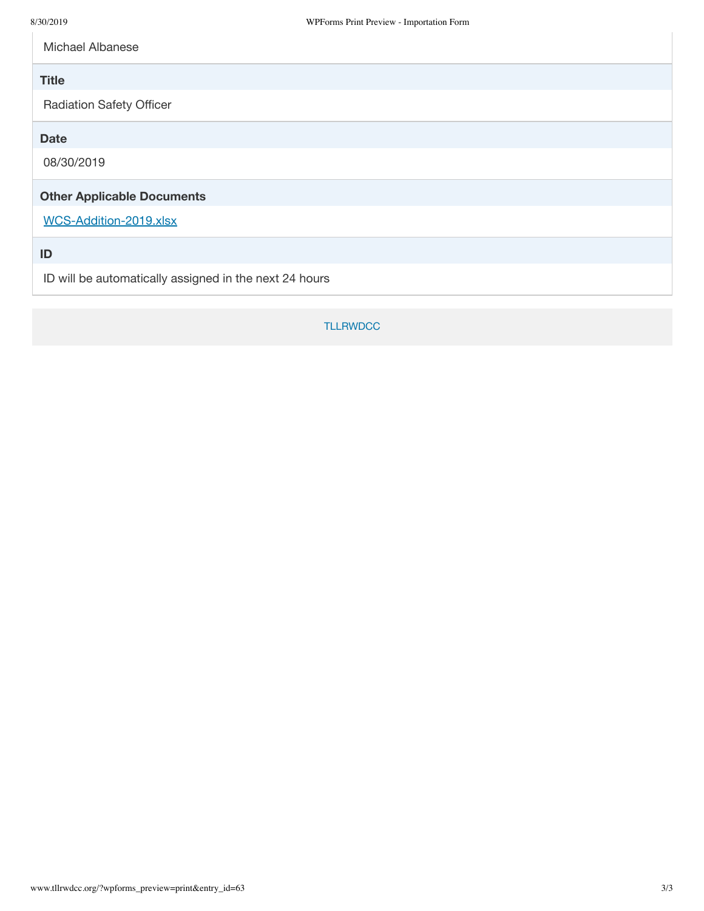Michael Albanese

**Title**

Radiation Safety Officer

**Date**

08/30/2019

**Other Applicable Documents**

WCS-Addition-2019.xlsx

**ID**

ID will be automatically assigned in the next 24 hours

TLLRWDCC